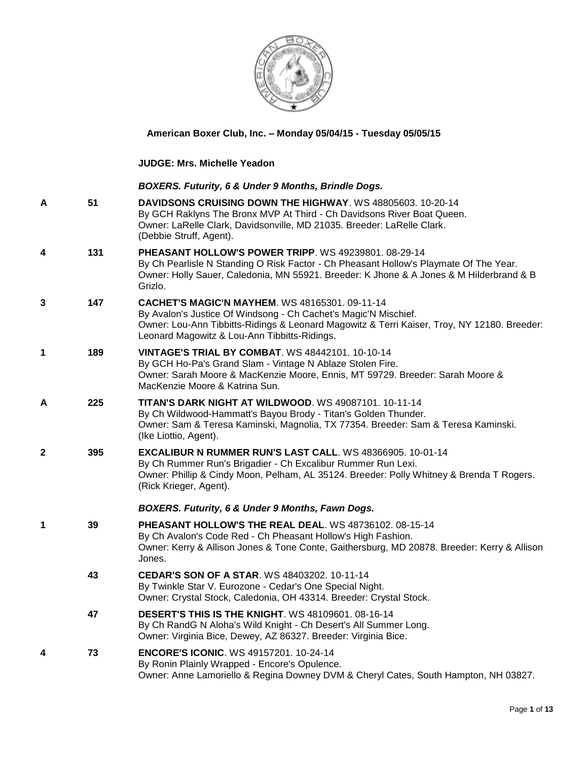**American Boxer Club, Inc. – Monday 05/04/15 - Tuesday 05/05/15**

**JUDGE: Mrs. Michelle Yeadon**

***BOXERS. Futurity, 6 & Under 9 Months, Brindle Dogs.***

**A** 51 **DAVIDSONS CRUISING DOWN THE HIGHWAY**. WS 48805603. 10-20-14
By GCH Raklyns The Bronx MVP At Third - Ch Davidsons River Boat Queen.
Owner: LaRelle Clark, Davidsonville, MD 21035. Breeder: LaRelle Clark.
(Debbie Struff, Agent).

**4** 131 **PHEASANT HOLLOW'S POWER TRIPP**. WS 49239801. 08-29-14
By Ch Pearlisle N Standing O Risk Factor - Ch Pheasant Hollow's Playmate Of The Year.
Owner: Holly Sauer, Caledonia, MN 55921. Breeder: K Jhone & A Jones & M Hilderbrand & B Grizlo.

**3** 147 **CACHET'S MAGIC'N MAYHEM**. WS 48165301. 09-11-14
By Avalon's Justice Of Windsong - Ch Cachet's Magic'N Mischief.
Owner: Lou-Ann Tibbitts-Ridings & Leonard Magowitz & Terri Kaiser, Troy, NY 12180. Breeder: Leonard Magowitz & Lou-Ann Tibbitts-Ridings.

**1** 189 **VINTAGE'S TRIAL BY COMBAT**. WS 48442101. 10-10-14
By GCH Ho-Pa's Grand Slam - Vintage N Ablaze Stolen Fire.
Owner: Sarah Moore & MacKenzie Moore, Ennis, MT 59729. Breeder: Sarah Moore & MacKenzie Moore & Katrina Sun.

**A** 225 **TITAN'S DARK NIGHT AT WILDWOOD**. WS 49087101. 10-11-14
By Ch Wildwood-Hammatt's Bayou Brody - Titan's Golden Thunder.
Owner: Sam & Teresa Kaminski, Magnolia, TX 77354. Breeder: Sam & Teresa Kaminski.
(Ike Liottio, Agent).

**2** 395 **EXCALIBUR N RUMMER RUN'S LAST CALL**. WS 48366905. 10-01-14
By Ch Rummer Run's Brigadier - Ch Excalibur Rummer Run Lexi.
Owner: Phillip & Cindy Moon, Pelham, AL 35124. Breeder: Polly Whitney & Brenda T Rogers.
(Rick Krieger, Agent).

***BOXERS. Futurity, 6 & Under 9 Months, Fawn Dogs.***

**1** 39 **PHEASANT HOLLOW'S THE REAL DEAL**. WS 48736102. 08-15-14
By Ch Avalon's Code Red - Ch Pheasant Hollow's High Fashion.
Owner: Kerry & Allison Jones & Tone Conte, Gaithersburg, MD 20878. Breeder: Kerry & Allison Jones.

43 **CEDAR'S SON OF A STAR**. WS 48403202. 10-11-14
By Twinkle Star V. Eurozone - Cedar's One Special Night.
Owner: Crystal Stock, Caledonia, OH 43314. Breeder: Crystal Stock.

47 **DESERT'S THIS IS THE KNIGHT**. WS 48109601. 08-16-14
By Ch RandG N Aloha's Wild Knight - Ch Desert's All Summer Long.
Owner: Virginia Bice, Dewey, AZ 86327. Breeder: Virginia Bice.

**4** 73 **ENCORE'S ICONIC**. WS 49157201. 10-24-14
By Ronin Plainly Wrapped - Encore's Opulence.
Owner: Anne Lamoriello & Regina Downey DVM & Cheryl Cates, South Hampton, NH 03827.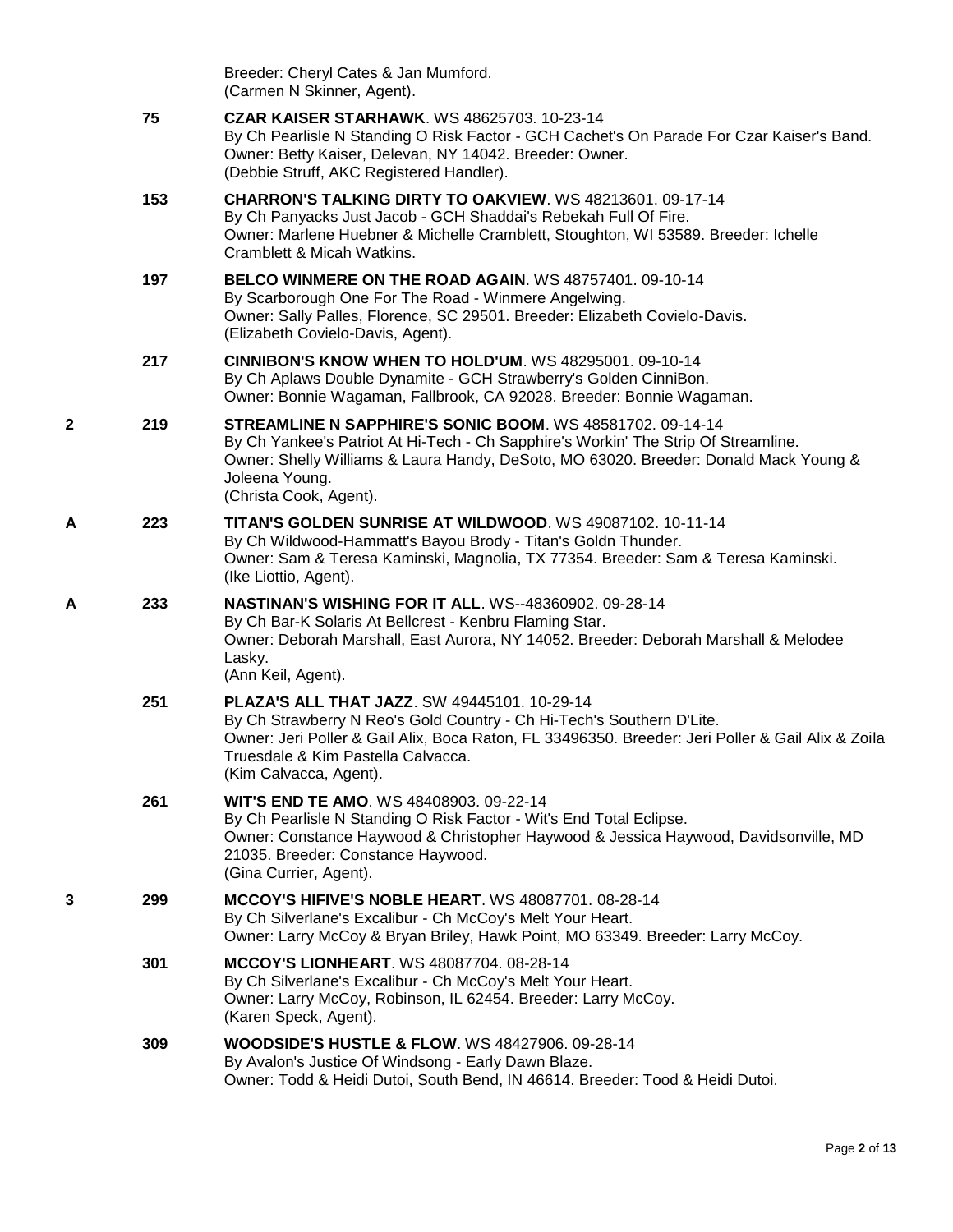Breeder: Cheryl Cates & Jan Mumford.
(Carmen N Skinner, Agent).

75 **CZAR KAISER STARHAWK**. WS 48625703. 10-23-14
By Ch Pearlisle N Standing O Risk Factor - GCH Cachet's On Parade For Czar Kaiser's Band.
Owner: Betty Kaiser, Delevan, NY 14042. Breeder: Owner.
(Debbie Struff, AKC Registered Handler).

153 **CHARRON'S TALKING DIRTY TO OAKVIEW**. WS 48213601. 09-17-14
By Ch Panyacks Just Jacob - GCH Shaddai's Rebekah Full Of Fire.
Owner: Marlene Huebner & Michelle Cramblett, Stoughton, WI 53589. Breeder: Ichelle Cramblett & Micah Watkins.

197 **BELCO WINMERE ON THE ROAD AGAIN**. WS 48757401. 09-10-14
By Scarborough One For The Road - Winmere Angelwing.
Owner: Sally Palles, Florence, SC 29501. Breeder: Elizabeth Covielo-Davis.
(Elizabeth Covielo-Davis, Agent).

217 **CINNIBON'S KNOW WHEN TO HOLD'UM**. WS 48295001. 09-10-14
By Ch Aplaws Double Dynamite - GCH Strawberry's Golden CinniBon.
Owner: Bonnie Wagaman, Fallbrook, CA 92028. Breeder: Bonnie Wagaman.

2 219 **STREAMLINE N SAPPHIRE'S SONIC BOOM**. WS 48581702. 09-14-14
By Ch Yankee's Patriot At Hi-Tech - Ch Sapphire's Workin' The Strip Of Streamline.
Owner: Shelly Williams & Laura Handy, DeSoto, MO 63020. Breeder: Donald Mack Young & Joleena Young.
(Christa Cook, Agent).

A 223 **TITAN'S GOLDEN SUNRISE AT WILDWOOD**. WS 49087102. 10-11-14
By Ch Wildwood-Hammatt's Bayou Brody - Titan's Goldn Thunder.
Owner: Sam & Teresa Kaminski, Magnolia, TX 77354. Breeder: Sam & Teresa Kaminski.
(Ike Liottio, Agent).

A 233 **NASTINAN'S WISHING FOR IT ALL**. WS--48360902. 09-28-14
By Ch Bar-K Solaris At Bellcrest - Kenbru Flaming Star.
Owner: Deborah Marshall, East Aurora, NY 14052. Breeder: Deborah Marshall & Melodee Lasky.
(Ann Keil, Agent).

251 **PLAZA'S ALL THAT JAZZ**. SW 49445101. 10-29-14
By Ch Strawberry N Reo's Gold Country - Ch Hi-Tech's Southern D'Lite.
Owner: Jeri Poller & Gail Alix, Boca Raton, FL 33496350. Breeder: Jeri Poller & Gail Alix & Zoila Truesdale & Kim Pastella Calvacca.
(Kim Calvacca, Agent).

261 **WIT'S END TE AMO**. WS 48408903. 09-22-14
By Ch Pearlisle N Standing O Risk Factor - Wit's End Total Eclipse.
Owner: Constance Haywood & Christopher Haywood & Jessica Haywood, Davidsonville, MD 21035. Breeder: Constance Haywood.
(Gina Currier, Agent).

3 299 **MCCOY'S HIFIVE'S NOBLE HEART**. WS 48087701. 08-28-14
By Ch Silverlane's Excalibur - Ch McCoy's Melt Your Heart.
Owner: Larry McCoy & Bryan Briley, Hawk Point, MO 63349. Breeder: Larry McCoy.

301 **MCCOY'S LIONHEART**. WS 48087704. 08-28-14
By Ch Silverlane's Excalibur - Ch McCoy's Melt Your Heart.
Owner: Larry McCoy, Robinson, IL 62454. Breeder: Larry McCoy.
(Karen Speck, Agent).

309 **WOODSIDE'S HUSTLE & FLOW**. WS 48427906. 09-28-14
By Avalon's Justice Of Windsong - Early Dawn Blaze.
Owner: Todd & Heidi Dutoi, South Bend, IN 46614. Breeder: Tood & Heidi Dutoi.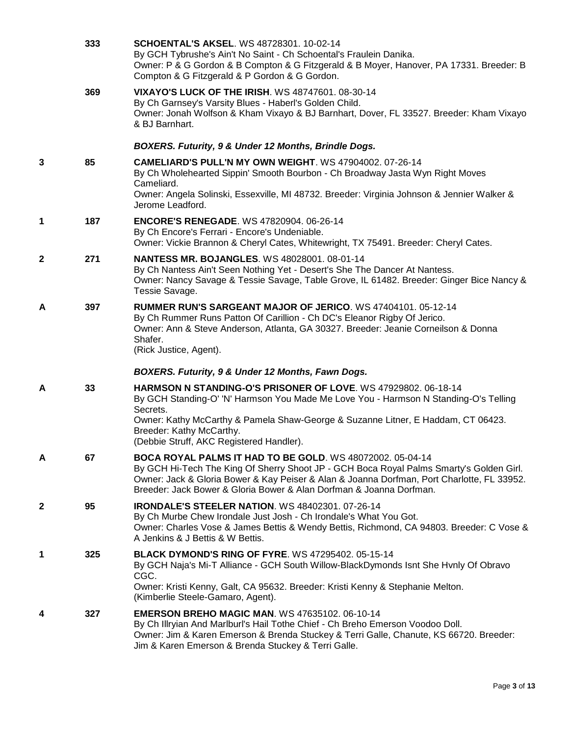333 **SCHOENTAL'S AKSEL**. WS 48728301. 10-02-14
By GCH Tybrushe's Ain't No Saint - Ch Schoental's Fraulein Danika.
Owner: P & G Gordon & B Compton & G Fitzgerald & B Moyer, Hanover, PA 17331. Breeder: B Compton & G Fitzgerald & P Gordon & G Gordon.

369 **VIXAYO'S LUCK OF THE IRISH**. WS 48747601. 08-30-14
By Ch Garnsey's Varsity Blues - Haberl's Golden Child.
Owner: Jonah Wolfson & Kham Vixayo & BJ Barnhart, Dover, FL 33527. Breeder: Kham Vixayo & BJ Barnhart.

***BOXERS. Futurity, 9 & Under 12 Months, Brindle Dogs.***

**3** 85 **CAMELIARD'S PULL'N MY OWN WEIGHT**. WS 47904002. 07-26-14
By Ch Wholehearted Sippin' Smooth Bourbon - Ch Broadway Jasta Wyn Right Moves Cameliard.
Owner: Angela Solinski, Essexville, MI 48732. Breeder: Virginia Johnson & Jennier Walker & Jerome Leadford.

**1** 187 **ENCORE'S RENEGADE**. WS 47820904. 06-26-14
By Ch Encore's Ferrari - Encore's Undeniable.
Owner: Vickie Brannon & Cheryl Cates, Whitewright, TX 75491. Breeder: Cheryl Cates.

**2** 271 **NANTESS MR. BOJANGLES**. WS 48028001. 08-01-14
By Ch Nantess Ain't Seen Nothing Yet - Desert's She The Dancer At Nantess.
Owner: Nancy Savage & Tessie Savage, Table Grove, IL 61482. Breeder: Ginger Bice Nancy & Tessie Savage.

**A** 397 **RUMMER RUN'S SARGEANT MAJOR OF JERICO**. WS 47404101. 05-12-14
By Ch Rummer Runs Patton Of Carillion - Ch DC's Eleanor Rigby Of Jerico.
Owner: Ann & Steve Anderson, Atlanta, GA 30327. Breeder: Jeanie Corneilson & Donna Shafer.
(Rick Justice, Agent).

***BOXERS. Futurity, 9 & Under 12 Months, Fawn Dogs.***

**A** 33 **HARMSON N STANDING-O'S PRISONER OF LOVE**. WS 47929802. 06-18-14
By GCH Standing-O' 'N' Harmson You Made Me Love You - Harmson N Standing-O's Telling Secrets.
Owner: Kathy McCarthy & Pamela Shaw-George & Suzanne Litner, E Haddam, CT 06423. Breeder: Kathy McCarthy.
(Debbie Struff, AKC Registered Handler).

**A** 67 **BOCA ROYAL PALMS IT HAD TO BE GOLD**. WS 48072002. 05-04-14
By GCH Hi-Tech The King Of Sherry Shoot JP - GCH Boca Royal Palms Smarty's Golden Girl.
Owner: Jack & Gloria Bower & Kay Peiser & Alan & Joanna Dorfman, Port Charlotte, FL 33952. Breeder: Jack Bower & Gloria Bower & Alan Dorfman & Joanna Dorfman.

**2** 95 **IRONDALE'S STEELER NATION**. WS 48402301. 07-26-14
By Ch Murbe Chew Irondale Just Josh - Ch Irondale's What You Got.
Owner: Charles Vose & James Bettis & Wendy Bettis, Richmond, CA 94803. Breeder: C Vose & A Jenkins & J Bettis & W Bettis.

**1** 325 **BLACK DYMOND'S RING OF FYRE**. WS 47295402. 05-15-14
By GCH Naja's Mi-T Alliance - GCH South Willow-BlackDymonds Isnt She Hvnly Of Obravo CGC.
Owner: Kristi Kenny, Galt, CA 95632. Breeder: Kristi Kenny & Stephanie Melton.
(Kimberlie Steele-Gamaro, Agent).

**4** 327 **EMERSON BREHO MAGIC MAN**. WS 47635102. 06-10-14
By Ch Illryian And Marlburl's Hail Tothe Chief - Ch Breho Emerson Voodoo Doll.
Owner: Jim & Karen Emerson & Brenda Stuckey & Terri Galle, Chanute, KS 66720. Breeder: Jim & Karen Emerson & Brenda Stuckey & Terri Galle.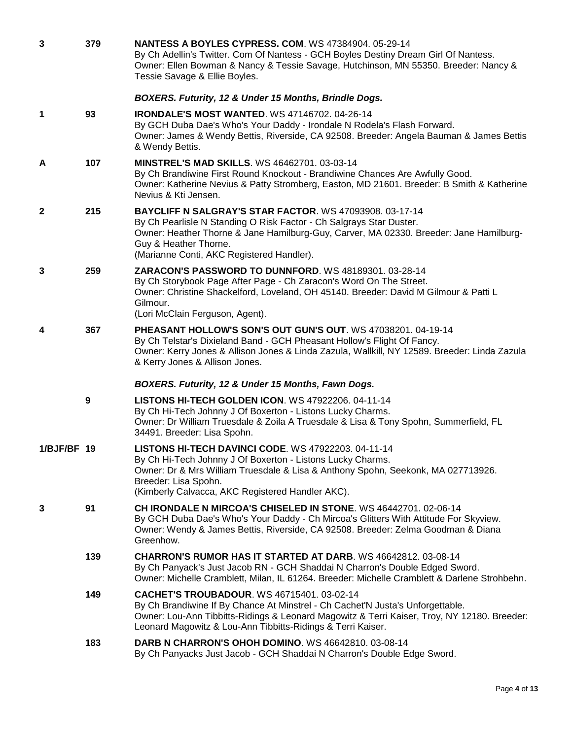**3** **379** **NANTESS A BOYLES CYPRESS. COM**. WS 47384904. 05-29-14
By Ch Adellin's Twitter. Com Of Nantess - GCH Boyles Destiny Dream Girl Of Nantess.
Owner: Ellen Bowman & Nancy & Tessie Savage, Hutchinson, MN 55350. Breeder: Nancy & Tessie Savage & Ellie Boyles.

### *BOXERS. Futurity, 12 & Under 15 Months, Brindle Dogs.*

**1** **93** **IRONDALE'S MOST WANTED**. WS 47146702. 04-26-14
By GCH Duba Dae's Who's Your Daddy - Irondale N Rodela's Flash Forward.
Owner: James & Wendy Bettis, Riverside, CA 92508. Breeder: Angela Bauman & James Bettis & Wendy Bettis.

**A** **107** **MINSTREL'S MAD SKILLS**. WS 46462701. 03-03-14
By Ch Brandiwine First Round Knockout - Brandiwine Chances Are Awfully Good.
Owner: Katherine Nevius & Patty Stromberg, Easton, MD 21601. Breeder: B Smith & Katherine Nevius & Kti Jensen.

**2** **215** **BAYCLIFF N SALGRAY'S STAR FACTOR**. WS 47093908. 03-17-14
By Ch Pearlisle N Standing O Risk Factor - Ch Salgrays Star Duster.
Owner: Heather Thorne & Jane Hamilburg-Guy, Carver, MA 02330. Breeder: Jane Hamilburg-Guy & Heather Thorne.
(Marianne Conti, AKC Registered Handler).

**3** **259** **ZARACON'S PASSWORD TO DUNNFORD**. WS 48189301. 03-28-14
By Ch Storybook Page After Page - Ch Zaracon's Word On The Street.
Owner: Christine Shackelford, Loveland, OH 45140. Breeder: David M Gilmour & Patti L Gilmour.
(Lori McClain Ferguson, Agent).

**4** **367** **PHEASANT HOLLOW'S SON'S OUT GUN'S OUT**. WS 47038201. 04-19-14
By Ch Telstar's Dixieland Band - GCH Pheasant Hollow's Flight Of Fancy.
Owner: Kerry Jones & Allison Jones & Linda Zazula, Wallkill, NY 12589. Breeder: Linda Zazula & Kerry Jones & Allison Jones.

### *BOXERS. Futurity, 12 & Under 15 Months, Fawn Dogs.*

**9** **LISTONS HI-TECH GOLDEN ICON**. WS 47922206. 04-11-14
By Ch Hi-Tech Johnny J Of Boxerton - Listons Lucky Charms.
Owner: Dr William Truesdale & Zoila A Truesdale & Lisa & Tony Spohn, Summerfield, FL 34491. Breeder: Lisa Spohn.

**1/BJF/BF** **19** **LISTONS HI-TECH DAVINCI CODE**. WS 47922203. 04-11-14
By Ch Hi-Tech Johnny J Of Boxerton - Listons Lucky Charms.
Owner: Dr & Mrs William Truesdale & Lisa & Anthony Spohn, Seekonk, MA 027713926.
Breeder: Lisa Spohn.
(Kimberly Calvacca, AKC Registered Handler AKC).

**3** **91** **CH IRONDALE N MIRCOA'S CHISELED IN STONE**. WS 46442701. 02-06-14
By GCH Duba Dae's Who's Your Daddy - Ch Mircoa's Glitters With Attitude For Skyview.
Owner: Wendy & James Bettis, Riverside, CA 92508. Breeder: Zelma Goodman & Diana Greenhow.

**139** **CHARRON'S RUMOR HAS IT STARTED AT DARB**. WS 46642812. 03-08-14
By Ch Panyack's Just Jacob RN - GCH Shaddai N Charron's Double Edged Sword.
Owner: Michelle Cramblett, Milan, IL 61264. Breeder: Michelle Cramblett & Darlene Strohbehn.

**149** **CACHET'S TROUBADOUR**. WS 46715401. 03-02-14
By Ch Brandiwine If By Chance At Minstrel - Ch Cachet'N Justa's Unforgettable.
Owner: Lou-Ann Tibbitts-Ridings & Leonard Magowitz & Terri Kaiser, Troy, NY 12180. Breeder: Leonard Magowitz & Lou-Ann Tibbitts-Ridings & Terri Kaiser.

**183** **DARB N CHARRON'S OHOH DOMINO**. WS 46642810. 03-08-14
By Ch Panyacks Just Jacob - GCH Shaddai N Charron's Double Edge Sword.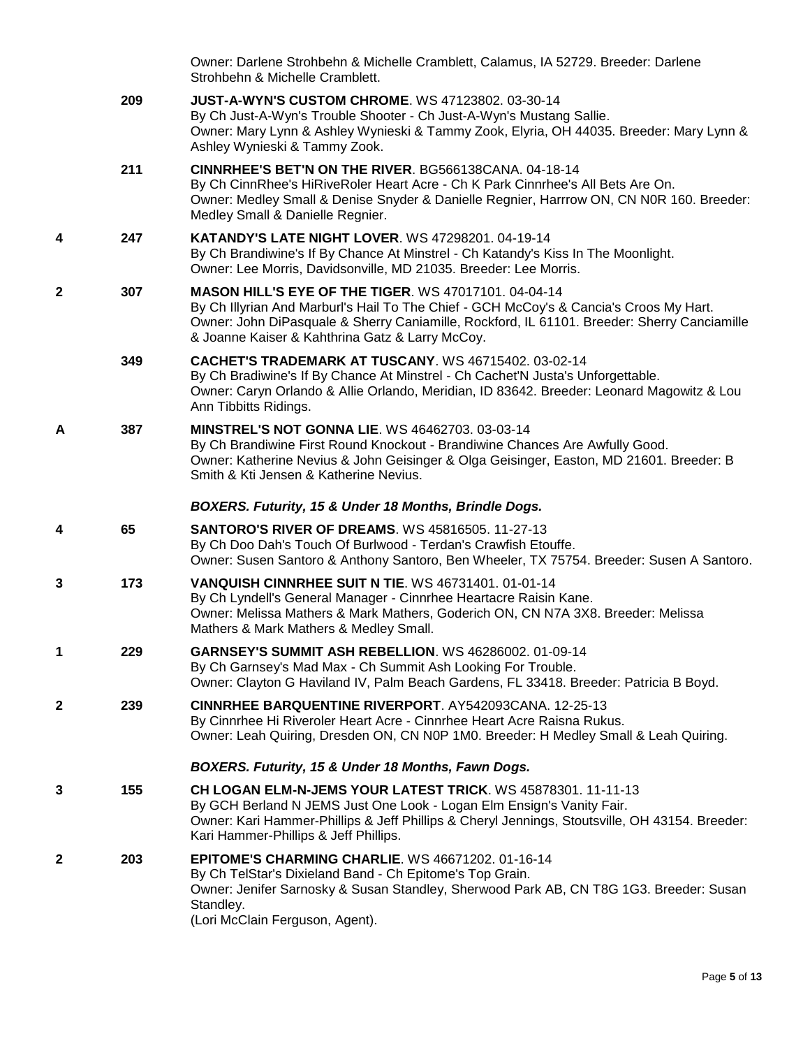Owner: Darlene Strohbehn & Michelle Cramblett, Calamus, IA 52729. Breeder: Darlene Strohbehn & Michelle Cramblett.

| | | |
|---|---|---|
| | 209 | **JUST-A-WYN'S CUSTOM CHROME**. WS 47123802. 03-30-14<br>By Ch Just-A-Wyn's Trouble Shooter - Ch Just-A-Wyn's Mustang Sallie.<br>Owner: Mary Lynn & Ashley Wynieski & Tammy Zook, Elyria, OH 44035. Breeder: Mary Lynn & Ashley Wynieski & Tammy Zook. |
| | 211 | **CINNRHEE'S BET'N ON THE RIVER**. BG566138CANA. 04-18-14<br>By Ch CinnRhee's HiRiveRoler Heart Acre - Ch K Park Cinnrhee's All Bets Are On.<br>Owner: Medley Small & Denise Snyder & Danielle Regnier, Harrrow ON, CN N0R 160. Breeder: Medley Small & Danielle Regnier. |
| 4 | 247 | **KATANDY'S LATE NIGHT LOVER**. WS 47298201. 04-19-14<br>By Ch Brandiwine's If By Chance At Minstrel - Ch Katandy's Kiss In The Moonlight.<br>Owner: Lee Morris, Davidsonville, MD 21035. Breeder: Lee Morris. |
| 2 | 307 | **MASON HILL'S EYE OF THE TIGER**. WS 47017101. 04-04-14<br>By Ch Illyrian And Marburl's Hail To The Chief - GCH McCoy's & Cancia's Croos My Hart.<br>Owner: John DiPasquale & Sherry Caniamille, Rockford, IL 61101. Breeder: Sherry Canciamille & Joanne Kaiser & Kahthrina Gatz & Larry McCoy. |
| | 349 | **CACHET'S TRADEMARK AT TUSCANY**. WS 46715402. 03-02-14<br>By Ch Bradiwine's If By Chance At Minstrel - Ch Cachet'N Justa's Unforgettable.<br>Owner: Caryn Orlando & Allie Orlando, Meridian, ID 83642. Breeder: Leonard Magowitz & Lou Ann Tibbitts Ridings. |
| A | 387 | **MINSTREL'S NOT GONNA LIE**. WS 46462703. 03-03-14<br>By Ch Brandiwine First Round Knockout - Brandiwine Chances Are Awfully Good.<br>Owner: Katherine Nevius & John Geisinger & Olga Geisinger, Easton, MD 21601. Breeder: B Smith & Kti Jensen & Katherine Nevius. |

### *BOXERS. Futurity, 15 & Under 18 Months, Brindle Dogs.*

| | | |
|---|---|---|
| 4 | 65 | **SANTORO'S RIVER OF DREAMS**. WS 45816505. 11-27-13<br>By Ch Doo Dah's Touch Of Burlwood - Terdan's Crawfish Etouffe.<br>Owner: Susen Santoro & Anthony Santoro, Ben Wheeler, TX 75754. Breeder: Susen A Santoro. |
| 3 | 173 | **VANQUISH CINNRHEE SUIT N TIE**. WS 46731401. 01-01-14<br>By Ch Lyndell's General Manager - Cinnrhee Heartacre Raisin Kane.<br>Owner: Melissa Mathers & Mark Mathers, Goderich ON, CN N7A 3X8. Breeder: Melissa Mathers & Mark Mathers & Medley Small. |
| 1 | 229 | **GARNSEY'S SUMMIT ASH REBELLION**. WS 46286002. 01-09-14<br>By Ch Garnsey's Mad Max - Ch Summit Ash Looking For Trouble.<br>Owner: Clayton G Haviland IV, Palm Beach Gardens, FL 33418. Breeder: Patricia B Boyd. |
| 2 | 239 | **CINNRHEE BARQUENTINE RIVERPORT**. AY542093CANA. 12-25-13<br>By Cinnrhee Hi Riveroler Heart Acre - Cinnrhee Heart Acre Raisna Rukus.<br>Owner: Leah Quiring, Dresden ON, CN N0P 1M0. Breeder: H Medley Small & Leah Quiring. |

### *BOXERS. Futurity, 15 & Under 18 Months, Fawn Dogs.*

| | | |
|---|---|---|
| 3 | 155 | **CH LOGAN ELM-N-JEMS YOUR LATEST TRICK**. WS 45878301. 11-11-13<br>By GCH Berland N JEMS Just One Look - Logan Elm Ensign's Vanity Fair.<br>Owner: Kari Hammer-Phillips & Jeff Phillips & Cheryl Jennings, Stoutsville, OH 43154. Breeder: Kari Hammer-Phillips & Jeff Phillips. |
| 2 | 203 | **EPITOME'S CHARMING CHARLIE**. WS 46671202. 01-16-14<br>By Ch TelStar's Dixieland Band - Ch Epitome's Top Grain.<br>Owner: Jenifer Sarnosky & Susan Standley, Sherwood Park AB, CN T8G 1G3. Breeder: Susan Standley.<br>(Lori McClain Ferguson, Agent). |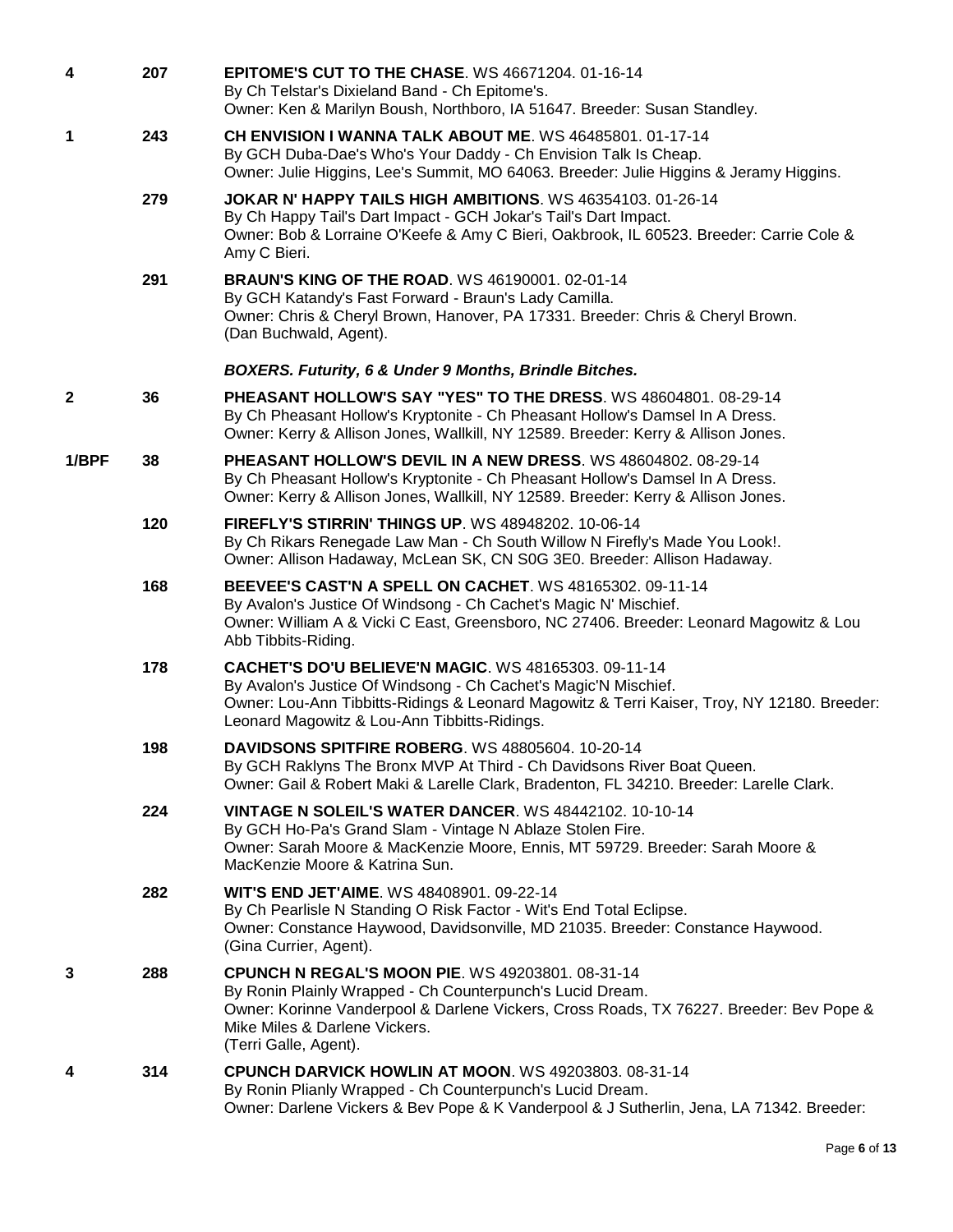**4** 207 **EPITOME'S CUT TO THE CHASE**. WS 46671204. 01-16-14
By Ch Telstar's Dixieland Band - Ch Epitome's.
Owner: Ken & Marilyn Boush, Northboro, IA 51647. Breeder: Susan Standley.

**1** 243 **CH ENVISION I WANNA TALK ABOUT ME**. WS 46485801. 01-17-14
By GCH Duba-Dae's Who's Your Daddy - Ch Envision Talk Is Cheap.
Owner: Julie Higgins, Lee's Summit, MO 64063. Breeder: Julie Higgins & Jeramy Higgins.

279 **JOKAR N' HAPPY TAILS HIGH AMBITIONS**. WS 46354103. 01-26-14
By Ch Happy Tail's Dart Impact - GCH Jokar's Tail's Dart Impact.
Owner: Bob & Lorraine O'Keefe & Amy C Bieri, Oakbrook, IL 60523. Breeder: Carrie Cole & Amy C Bieri.

291 **BRAUN'S KING OF THE ROAD**. WS 46190001. 02-01-14
By GCH Katandy's Fast Forward - Braun's Lady Camilla.
Owner: Chris & Cheryl Brown, Hanover, PA 17331. Breeder: Chris & Cheryl Brown.
(Dan Buchwald, Agent).

***BOXERS. Futurity, 6 & Under 9 Months, Brindle Bitches.***

**2** 36 **PHEASANT HOLLOW'S SAY "YES" TO THE DRESS**. WS 48604801. 08-29-14
By Ch Pheasant Hollow's Kryptonite - Ch Pheasant Hollow's Damsel In A Dress.
Owner: Kerry & Allison Jones, Wallkill, NY 12589. Breeder: Kerry & Allison Jones.

**1/BPF** 38 **PHEASANT HOLLOW'S DEVIL IN A NEW DRESS**. WS 48604802. 08-29-14
By Ch Pheasant Hollow's Kryptonite - Ch Pheasant Hollow's Damsel In A Dress.
Owner: Kerry & Allison Jones, Wallkill, NY 12589. Breeder: Kerry & Allison Jones.

120 **FIREFLY'S STIRRIN' THINGS UP**. WS 48948202. 10-06-14
By Ch Rikars Renegade Law Man - Ch South Willow N Firefly's Made You Look!.
Owner: Allison Hadaway, McLean SK, CN S0G 3E0. Breeder: Allison Hadaway.

168 **BEEVEE'S CAST'N A SPELL ON CACHET**. WS 48165302. 09-11-14
By Avalon's Justice Of Windsong - Ch Cachet's Magic N' Mischief.
Owner: William A & Vicki C East, Greensboro, NC 27406. Breeder: Leonard Magowitz & Lou Abb Tibbits-Riding.

178 **CACHET'S DO'U BELIEVE'N MAGIC**. WS 48165303. 09-11-14
By Avalon's Justice Of Windsong - Ch Cachet's Magic'N Mischief.
Owner: Lou-Ann Tibbitts-Ridings & Leonard Magowitz & Terri Kaiser, Troy, NY 12180. Breeder: Leonard Magowitz & Lou-Ann Tibbitts-Ridings.

198 **DAVIDSONS SPITFIRE ROBERG**. WS 48805604. 10-20-14
By GCH Raklyns The Bronx MVP At Third - Ch Davidsons River Boat Queen.
Owner: Gail & Robert Maki & Larelle Clark, Bradenton, FL 34210. Breeder: Larelle Clark.

224 **VINTAGE N SOLEIL'S WATER DANCER**. WS 48442102. 10-10-14
By GCH Ho-Pa's Grand Slam - Vintage N Ablaze Stolen Fire.
Owner: Sarah Moore & MacKenzie Moore, Ennis, MT 59729. Breeder: Sarah Moore & MacKenzie Moore & Katrina Sun.

282 **WIT'S END JET'AIME**. WS 48408901. 09-22-14
By Ch Pearlisle N Standing O Risk Factor - Wit's End Total Eclipse.
Owner: Constance Haywood, Davidsonville, MD 21035. Breeder: Constance Haywood.
(Gina Currier, Agent).

**3** 288 **CPUNCH N REGAL'S MOON PIE**. WS 49203801. 08-31-14
By Ronin Plainly Wrapped - Ch Counterpunch's Lucid Dream.
Owner: Korinne Vanderpool & Darlene Vickers, Cross Roads, TX 76227. Breeder: Bev Pope & Mike Miles & Darlene Vickers.
(Terri Galle, Agent).

**4** 314 **CPUNCH DARVICK HOWLIN AT MOON**. WS 49203803. 08-31-14
By Ronin Plianly Wrapped - Ch Counterpunch's Lucid Dream.
Owner: Darlene Vickers & Bev Pope & K Vanderpool & J Sutherlin, Jena, LA 71342. Breeder: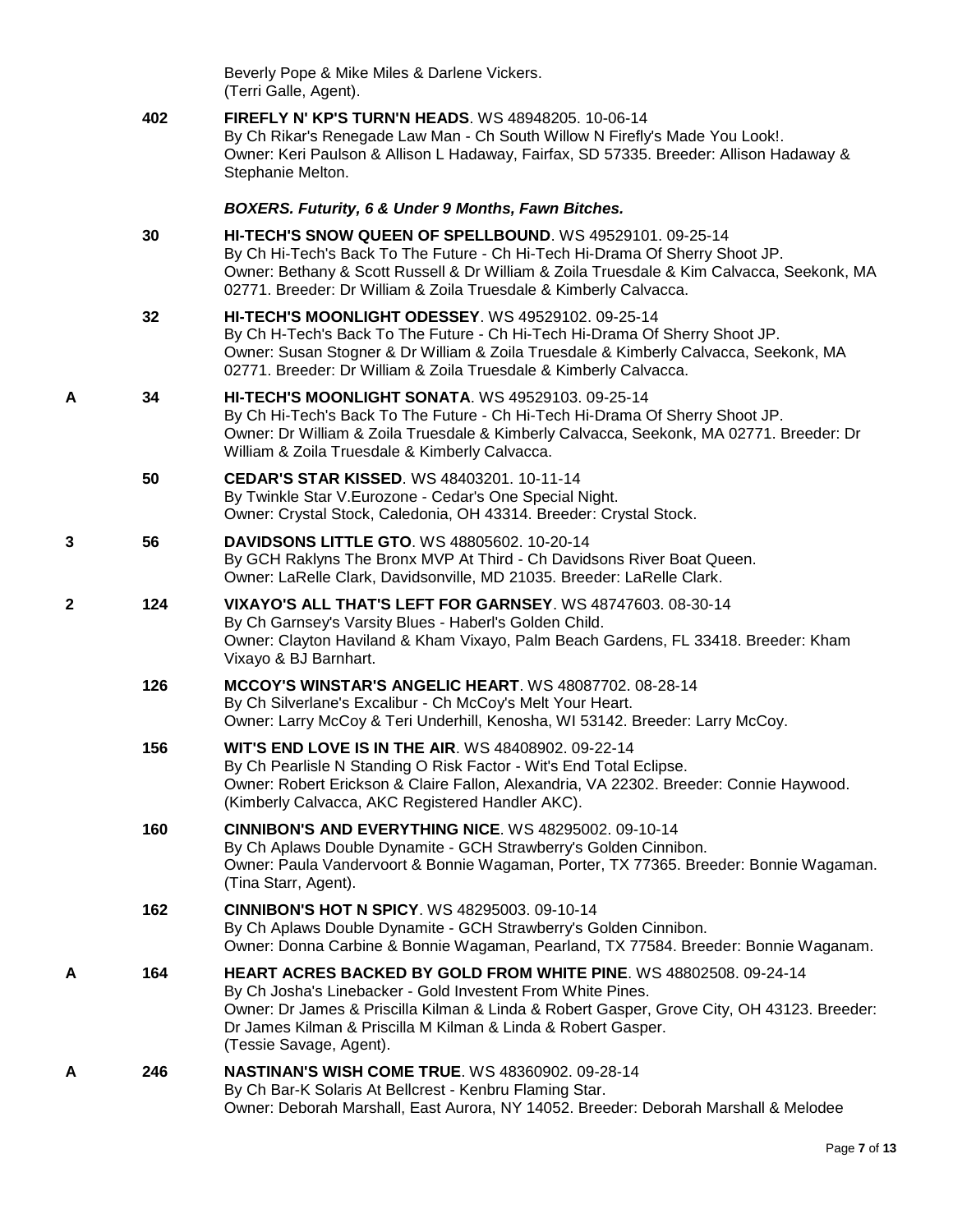Beverly Pope & Mike Miles & Darlene Vickers.
(Terri Galle, Agent).

402 **FIREFLY N' KP'S TURN'N HEADS**. WS 48948205. 10-06-14
By Ch Rikar's Renegade Law Man - Ch South Willow N Firefly's Made You Look!.
Owner: Keri Paulson & Allison L Hadaway, Fairfax, SD 57335. Breeder: Allison Hadaway & Stephanie Melton.

***BOXERS. Futurity, 6 & Under 9 Months, Fawn Bitches.***

30 **HI-TECH'S SNOW QUEEN OF SPELLBOUND**. WS 49529101. 09-25-14
By Ch Hi-Tech's Back To The Future - Ch Hi-Tech Hi-Drama Of Sherry Shoot JP.
Owner: Bethany & Scott Russell & Dr William & Zoila Truesdale & Kim Calvacca, Seekonk, MA 02771. Breeder: Dr William & Zoila Truesdale & Kimberly Calvacca.

32 **HI-TECH'S MOONLIGHT ODESSEY**. WS 49529102. 09-25-14
By Ch H-Tech's Back To The Future - Ch Hi-Tech Hi-Drama Of Sherry Shoot JP.
Owner: Susan Stogner & Dr William & Zoila Truesdale & Kimberly Calvacca, Seekonk, MA 02771. Breeder: Dr William & Zoila Truesdale & Kimberly Calvacca.

A 34 **HI-TECH'S MOONLIGHT SONATA**. WS 49529103. 09-25-14
By Ch Hi-Tech's Back To The Future - Ch Hi-Tech Hi-Drama Of Sherry Shoot JP.
Owner: Dr William & Zoila Truesdale & Kimberly Calvacca, Seekonk, MA 02771. Breeder: Dr William & Zoila Truesdale & Kimberly Calvacca.

50 **CEDAR'S STAR KISSED**. WS 48403201. 10-11-14
By Twinkle Star V.Eurozone - Cedar's One Special Night.
Owner: Crystal Stock, Caledonia, OH 43314. Breeder: Crystal Stock.

3 56 **DAVIDSONS LITTLE GTO**. WS 48805602. 10-20-14
By GCH Raklyns The Bronx MVP At Third - Ch Davidsons River Boat Queen.
Owner: LaRelle Clark, Davidsonville, MD 21035. Breeder: LaRelle Clark.

2 124 **VIXAYO'S ALL THAT'S LEFT FOR GARNSEY**. WS 48747603. 08-30-14
By Ch Garnsey's Varsity Blues - Haberl's Golden Child.
Owner: Clayton Haviland & Kham Vixayo, Palm Beach Gardens, FL 33418. Breeder: Kham Vixayo & BJ Barnhart.

126 **MCCOY'S WINSTAR'S ANGELIC HEART**. WS 48087702. 08-28-14
By Ch Silverlane's Excalibur - Ch McCoy's Melt Your Heart.
Owner: Larry McCoy & Teri Underhill, Kenosha, WI 53142. Breeder: Larry McCoy.

156 **WIT'S END LOVE IS IN THE AIR**. WS 48408902. 09-22-14
By Ch Pearlisle N Standing O Risk Factor - Wit's End Total Eclipse.
Owner: Robert Erickson & Claire Fallon, Alexandria, VA 22302. Breeder: Connie Haywood.
(Kimberly Calvacca, AKC Registered Handler AKC).

160 **CINNIBON'S AND EVERYTHING NICE**. WS 48295002. 09-10-14
By Ch Aplaws Double Dynamite - GCH Strawberry's Golden Cinnibon.
Owner: Paula Vandervoort & Bonnie Wagaman, Porter, TX 77365. Breeder: Bonnie Wagaman.
(Tina Starr, Agent).

162 **CINNIBON'S HOT N SPICY**. WS 48295003. 09-10-14
By Ch Aplaws Double Dynamite - GCH Strawberry's Golden Cinnibon.
Owner: Donna Carbine & Bonnie Wagaman, Pearland, TX 77584. Breeder: Bonnie Waganam.

A 164 **HEART ACRES BACKED BY GOLD FROM WHITE PINE**. WS 48802508. 09-24-14
By Ch Josha's Linebacker - Gold Investent From White Pines.
Owner: Dr James & Priscilla Kilman & Linda & Robert Gasper, Grove City, OH 43123. Breeder: Dr James Kilman & Priscilla M Kilman & Linda & Robert Gasper.
(Tessie Savage, Agent).

A 246 **NASTINAN'S WISH COME TRUE**. WS 48360902. 09-28-14
By Ch Bar-K Solaris At Bellcrest - Kenbru Flaming Star.
Owner: Deborah Marshall, East Aurora, NY 14052. Breeder: Deborah Marshall & Melodee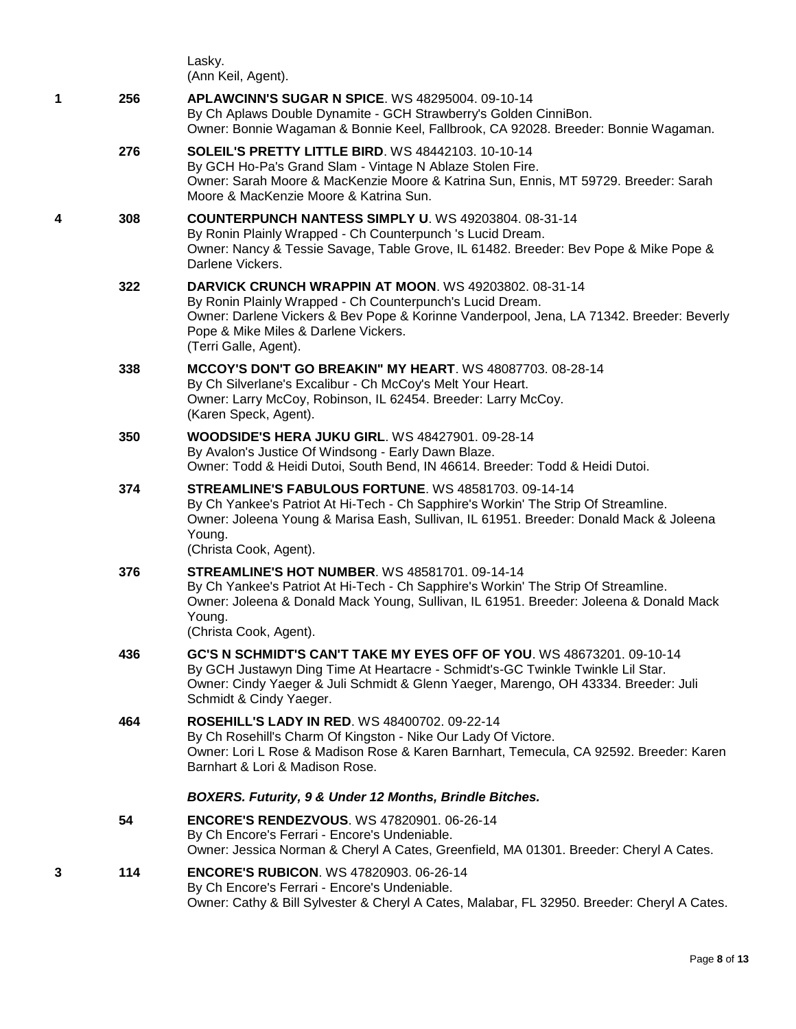Lasky.
(Ann Keil, Agent).

1 256 **APLAWCINN'S SUGAR N SPICE**. WS 48295004. 09-10-14
By Ch Aplaws Double Dynamite - GCH Strawberry's Golden CinniBon.
Owner: Bonnie Wagaman & Bonnie Keel, Fallbrook, CA 92028. Breeder: Bonnie Wagaman.

276 **SOLEIL'S PRETTY LITTLE BIRD**. WS 48442103. 10-10-14
By GCH Ho-Pa's Grand Slam - Vintage N Ablaze Stolen Fire.
Owner: Sarah Moore & MacKenzie Moore & Katrina Sun, Ennis, MT 59729. Breeder: Sarah Moore & MacKenzie Moore & Katrina Sun.

4 308 **COUNTERPUNCH NANTESS SIMPLY U**. WS 49203804. 08-31-14
By Ronin Plainly Wrapped - Ch Counterpunch 's Lucid Dream.
Owner: Nancy & Tessie Savage, Table Grove, IL 61482. Breeder: Bev Pope & Mike Pope & Darlene Vickers.

322 **DARVICK CRUNCH WRAPPIN AT MOON**. WS 49203802. 08-31-14
By Ronin Plainly Wrapped - Ch Counterpunch's Lucid Dream.
Owner: Darlene Vickers & Bev Pope & Korinne Vanderpool, Jena, LA 71342. Breeder: Beverly Pope & Mike Miles & Darlene Vickers.
(Terri Galle, Agent).

338 **MCCOY'S DON'T GO BREAKIN" MY HEART**. WS 48087703. 08-28-14
By Ch Silverlane's Excalibur - Ch McCoy's Melt Your Heart.
Owner: Larry McCoy, Robinson, IL 62454. Breeder: Larry McCoy.
(Karen Speck, Agent).

350 **WOODSIDE'S HERA JUKU GIRL**. WS 48427901. 09-28-14
By Avalon's Justice Of Windsong - Early Dawn Blaze.
Owner: Todd & Heidi Dutoi, South Bend, IN 46614. Breeder: Todd & Heidi Dutoi.

374 **STREAMLINE'S FABULOUS FORTUNE**. WS 48581703. 09-14-14
By Ch Yankee's Patriot At Hi-Tech - Ch Sapphire's Workin' The Strip Of Streamline.
Owner: Joleena Young & Marisa Eash, Sullivan, IL 61951. Breeder: Donald Mack & Joleena Young.
(Christa Cook, Agent).

376 **STREAMLINE'S HOT NUMBER**. WS 48581701. 09-14-14
By Ch Yankee's Patriot At Hi-Tech - Ch Sapphire's Workin' The Strip Of Streamline.
Owner: Joleena & Donald Mack Young, Sullivan, IL 61951. Breeder: Joleena & Donald Mack Young.
(Christa Cook, Agent).

436 **GC'S N SCHMIDT'S CAN'T TAKE MY EYES OFF OF YOU**. WS 48673201. 09-10-14
By GCH Justawyn Ding Time At Heartacre - Schmidt's-GC Twinkle Twinkle Lil Star.
Owner: Cindy Yaeger & Juli Schmidt & Glenn Yaeger, Marengo, OH 43334. Breeder: Juli Schmidt & Cindy Yaeger.

464 **ROSEHILL'S LADY IN RED**. WS 48400702. 09-22-14
By Ch Rosehill's Charm Of Kingston - Nike Our Lady Of Victore.
Owner: Lori L Rose & Madison Rose & Karen Barnhart, Temecula, CA 92592. Breeder: Karen Barnhart & Lori & Madison Rose.

***BOXERS. Futurity, 9 & Under 12 Months, Brindle Bitches.***

54 **ENCORE'S RENDEZVOUS**. WS 47820901. 06-26-14
By Ch Encore's Ferrari - Encore's Undeniable.
Owner: Jessica Norman & Cheryl A Cates, Greenfield, MA 01301. Breeder: Cheryl A Cates.

3 114 **ENCORE'S RUBICON**. WS 47820903. 06-26-14
By Ch Encore's Ferrari - Encore's Undeniable.
Owner: Cathy & Bill Sylvester & Cheryl A Cates, Malabar, FL 32950. Breeder: Cheryl A Cates.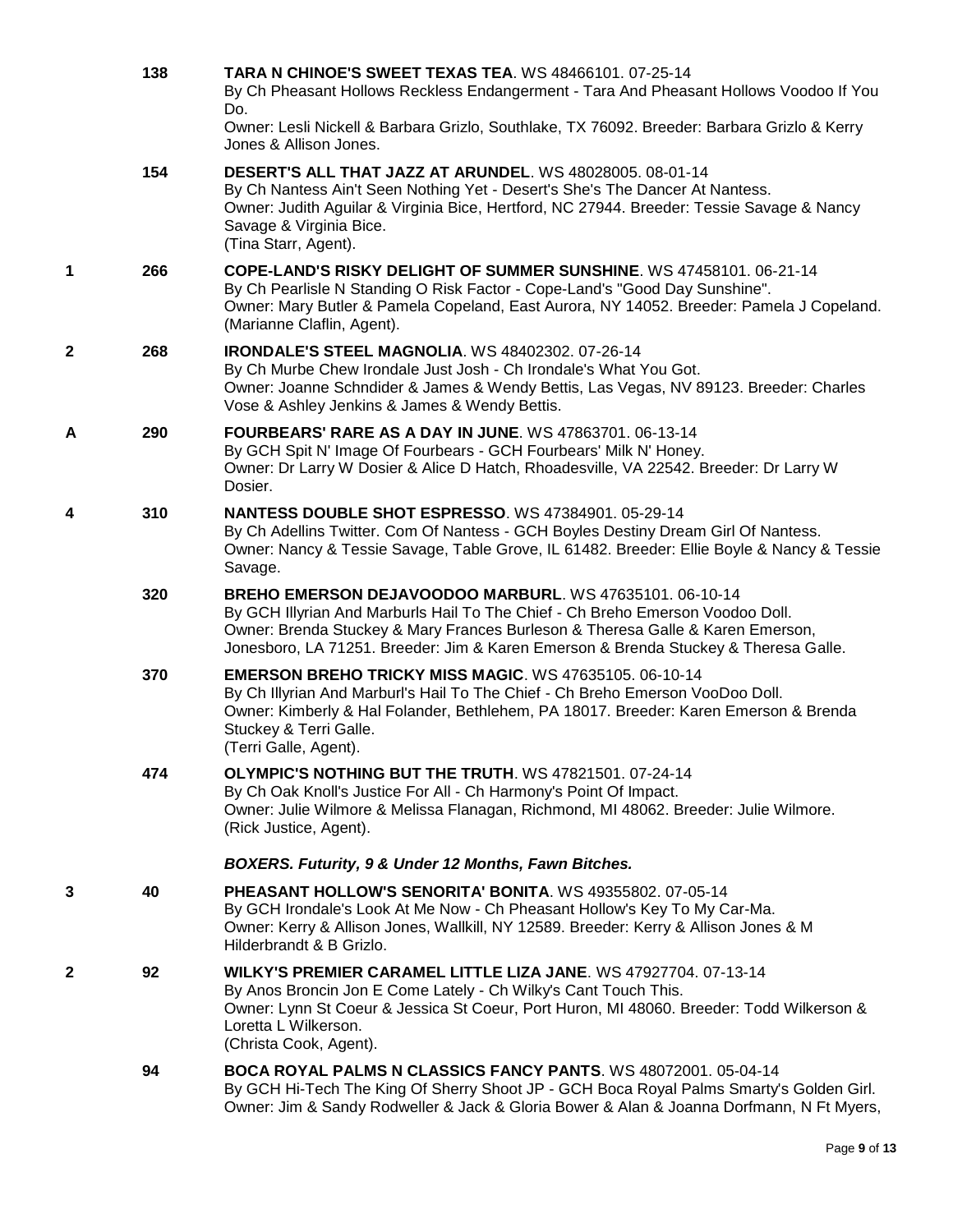| | | |
|---|---|---|
| | 138 | **TARA N CHINOE'S SWEET TEXAS TEA**. WS 48466101. 07-25-14<br>By Ch Pheasant Hollows Reckless Endangerment - Tara And Pheasant Hollows Voodoo If You Do.<br>Owner: Lesli Nickell & Barbara Grizlo, Southlake, TX 76092. Breeder: Barbara Grizlo & Kerry Jones & Allison Jones. |
| | 154 | **DESERT'S ALL THAT JAZZ AT ARUNDEL**. WS 48028005. 08-01-14<br>By Ch Nantess Ain't Seen Nothing Yet - Desert's She's The Dancer At Nantess.<br>Owner: Judith Aguilar & Virginia Bice, Hertford, NC 27944. Breeder: Tessie Savage & Nancy Savage & Virginia Bice.<br>(Tina Starr, Agent). |
| 1 | 266 | **COPE-LAND'S RISKY DELIGHT OF SUMMER SUNSHINE**. WS 47458101. 06-21-14<br>By Ch Pearlisle N Standing O Risk Factor - Cope-Land's "Good Day Sunshine".<br>Owner: Mary Butler & Pamela Copeland, East Aurora, NY 14052. Breeder: Pamela J Copeland.<br>(Marianne Claflin, Agent). |
| 2 | 268 | **IRONDALE'S STEEL MAGNOLIA**. WS 48402302. 07-26-14<br>By Ch Murbe Chew Irondale Just Josh - Ch Irondale's What You Got.<br>Owner: Joanne Schndider & James & Wendy Bettis, Las Vegas, NV 89123. Breeder: Charles Vose & Ashley Jenkins & James & Wendy Bettis. |
| A | 290 | **FOURBEARS' RARE AS A DAY IN JUNE**. WS 47863701. 06-13-14<br>By GCH Spit N' Image Of Fourbears - GCH Fourbears' Milk N' Honey.<br>Owner: Dr Larry W Dosier & Alice D Hatch, Rhoadesville, VA 22542. Breeder: Dr Larry W Dosier. |
| 4 | 310 | **NANTESS DOUBLE SHOT ESPRESSO**. WS 47384901. 05-29-14<br>By Ch Adellins Twitter. Com Of Nantess - GCH Boyles Destiny Dream Girl Of Nantess.<br>Owner: Nancy & Tessie Savage, Table Grove, IL 61482. Breeder: Ellie Boyle & Nancy & Tessie Savage. |
| | 320 | **BREHO EMERSON DEJAVOODOO MARBURL**. WS 47635101. 06-10-14<br>By GCH Illyrian And Marburls Hail To The Chief - Ch Breho Emerson Voodoo Doll.<br>Owner: Brenda Stuckey & Mary Frances Burleson & Theresa Galle & Karen Emerson, Jonesboro, LA 71251. Breeder: Jim & Karen Emerson & Brenda Stuckey & Theresa Galle. |
| | 370 | **EMERSON BREHO TRICKY MISS MAGIC**. WS 47635105. 06-10-14<br>By Ch Illyrian And Marburl's Hail To The Chief - Ch Breho Emerson VooDoo Doll.<br>Owner: Kimberly & Hal Folander, Bethlehem, PA 18017. Breeder: Karen Emerson & Brenda Stuckey & Terri Galle.<br>(Terri Galle, Agent). |
| | 474 | **OLYMPIC'S NOTHING BUT THE TRUTH**. WS 47821501. 07-24-14<br>By Ch Oak Knoll's Justice For All - Ch Harmony's Point Of Impact.<br>Owner: Julie Wilmore & Melissa Flanagan, Richmond, MI 48062. Breeder: Julie Wilmore.<br>(Rick Justice, Agent). |

***BOXERS. Futurity, 9 & Under 12 Months, Fawn Bitches.***

| | | |
|---|---|---|
| 3 | 40 | **PHEASANT HOLLOW'S SENORITA' BONITA**. WS 49355802. 07-05-14<br>By GCH Irondale's Look At Me Now - Ch Pheasant Hollow's Key To My Car-Ma.<br>Owner: Kerry & Allison Jones, Wallkill, NY 12589. Breeder: Kerry & Allison Jones & M Hilderbrandt & B Grizlo. |
| 2 | 92 | **WILKY'S PREMIER CARAMEL LITTLE LIZA JANE**. WS 47927704. 07-13-14<br>By Anos Broncin Jon E Come Lately - Ch Wilky's Cant Touch This.<br>Owner: Lynn St Coeur & Jessica St Coeur, Port Huron, MI 48060. Breeder: Todd Wilkerson & Loretta L Wilkerson.<br>(Christa Cook, Agent). |
| | 94 | **BOCA ROYAL PALMS N CLASSICS FANCY PANTS**. WS 48072001. 05-04-14<br>By GCH Hi-Tech The King Of Sherry Shoot JP - GCH Boca Royal Palms Smarty's Golden Girl.<br>Owner: Jim & Sandy Rodweller & Jack & Gloria Bower & Alan & Joanna Dorfmann, N Ft Myers, |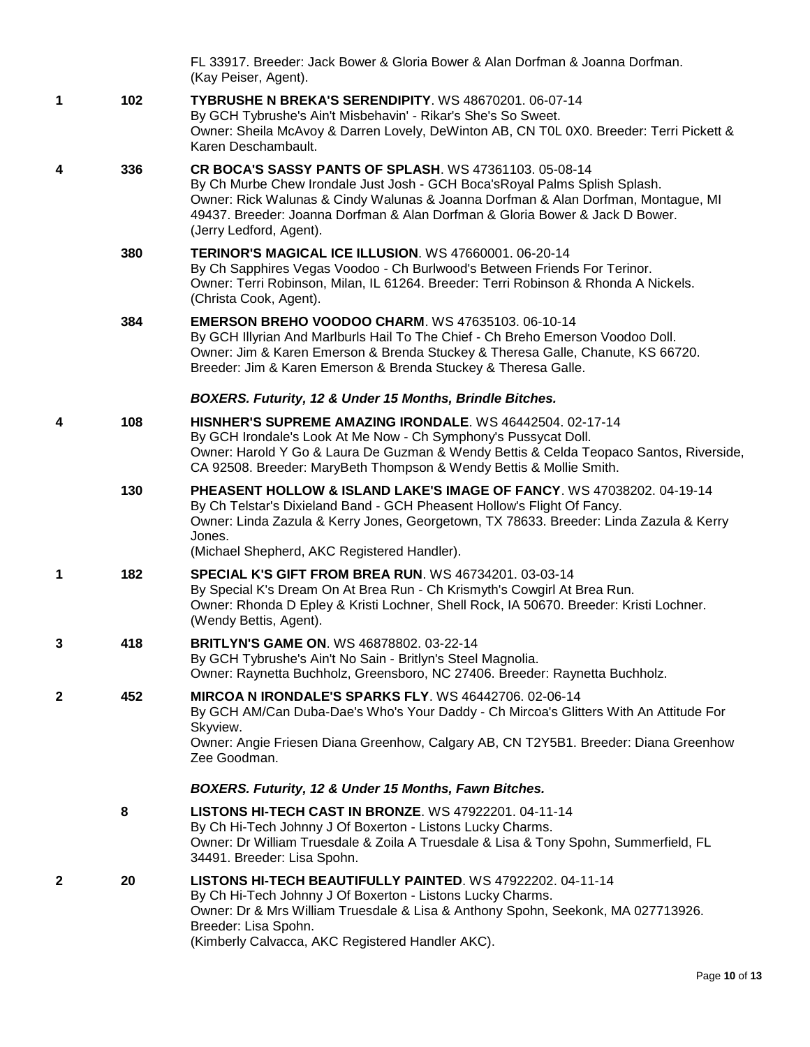FL 33917. Breeder: Jack Bower & Gloria Bower & Alan Dorfman & Joanna Dorfman. (Kay Peiser, Agent).

| Place | No. | Entry |
|---|---|---|
| 1 | 102 | **TYBRUSHE N BREKA'S SERENDIPITY**. WS 48670201. 06-07-14<br>By GCH Tybrushe's Ain't Misbehavin' - Rikar's She's So Sweet.<br>Owner: Sheila McAvoy & Darren Lovely, DeWinton AB, CN T0L 0X0. Breeder: Terri Pickett & Karen Deschambault. |
| 4 | 336 | **CR BOCA'S SASSY PANTS OF SPLASH**. WS 47361103. 05-08-14<br>By Ch Murbe Chew Irondale Just Josh - GCH Boca'sRoyal Palms Splish Splash.<br>Owner: Rick Walunas & Cindy Walunas & Joanna Dorfman & Alan Dorfman, Montague, MI 49437. Breeder: Joanna Dorfman & Alan Dorfman & Gloria Bower & Jack D Bower.<br>(Jerry Ledford, Agent). |
| | 380 | **TERINOR'S MAGICAL ICE ILLUSION**. WS 47660001. 06-20-14<br>By Ch Sapphires Vegas Voodoo - Ch Burlwood's Between Friends For Terinor.<br>Owner: Terri Robinson, Milan, IL 61264. Breeder: Terri Robinson & Rhonda A Nickels.<br>(Christa Cook, Agent). |
| | 384 | **EMERSON BREHO VOODOO CHARM**. WS 47635103. 06-10-14<br>By GCH Illyrian And Marlburls Hail To The Chief - Ch Breho Emerson Voodoo Doll.<br>Owner: Jim & Karen Emerson & Brenda Stuckey & Theresa Galle, Chanute, KS 66720.<br>Breeder: Jim & Karen Emerson & Brenda Stuckey & Theresa Galle. |

***BOXERS. Futurity, 12 & Under 15 Months, Brindle Bitches.***

| Place | No. | Entry |
|---|---|---|
| 4 | 108 | **HISNHER'S SUPREME AMAZING IRONDALE**. WS 46442504. 02-17-14<br>By GCH Irondale's Look At Me Now - Ch Symphony's Pussycat Doll.<br>Owner: Harold Y Go & Laura De Guzman & Wendy Bettis & Celda Teopaco Santos, Riverside, CA 92508. Breeder: MaryBeth Thompson & Wendy Bettis & Mollie Smith. |
| | 130 | **PHEASENT HOLLOW & ISLAND LAKE'S IMAGE OF FANCY**. WS 47038202. 04-19-14<br>By Ch Telstar's Dixieland Band - GCH Pheasent Hollow's Flight Of Fancy.<br>Owner: Linda Zazula & Kerry Jones, Georgetown, TX 78633. Breeder: Linda Zazula & Kerry Jones.<br>(Michael Shepherd, AKC Registered Handler). |
| 1 | 182 | **SPECIAL K'S GIFT FROM BREA RUN**. WS 46734201. 03-03-14<br>By Special K's Dream On At Brea Run - Ch Krismyth's Cowgirl At Brea Run.<br>Owner: Rhonda D Epley & Kristi Lochner, Shell Rock, IA 50670. Breeder: Kristi Lochner.<br>(Wendy Bettis, Agent). |
| 3 | 418 | **BRITLYN'S GAME ON**. WS 46878802. 03-22-14<br>By GCH Tybrushe's Ain't No Sain - Britlyn's Steel Magnolia.<br>Owner: Raynetta Buchholz, Greensboro, NC 27406. Breeder: Raynetta Buchholz. |
| 2 | 452 | **MIRCOA N IRONDALE'S SPARKS FLY**. WS 46442706. 02-06-14<br>By GCH AM/Can Duba-Dae's Who's Your Daddy - Ch Mircoa's Glitters With An Attitude For Skyview.<br>Owner: Angie Friesen Diana Greenhow, Calgary AB, CN T2Y5B1. Breeder: Diana Greenhow Zee Goodman. |

***BOXERS. Futurity, 12 & Under 15 Months, Fawn Bitches.***

| Place | No. | Entry |
|---|---|---|
| | 8 | **LISTONS HI-TECH CAST IN BRONZE**. WS 47922201. 04-11-14<br>By Ch Hi-Tech Johnny J Of Boxerton - Listons Lucky Charms.<br>Owner: Dr William Truesdale & Zoila A Truesdale & Lisa & Tony Spohn, Summerfield, FL 34491. Breeder: Lisa Spohn. |
| 2 | 20 | **LISTONS HI-TECH BEAUTIFULLY PAINTED**. WS 47922202. 04-11-14<br>By Ch Hi-Tech Johnny J Of Boxerton - Listons Lucky Charms.<br>Owner: Dr & Mrs William Truesdale & Lisa & Anthony Spohn, Seekonk, MA 027713926.<br>Breeder: Lisa Spohn.<br>(Kimberly Calvacca, AKC Registered Handler AKC). |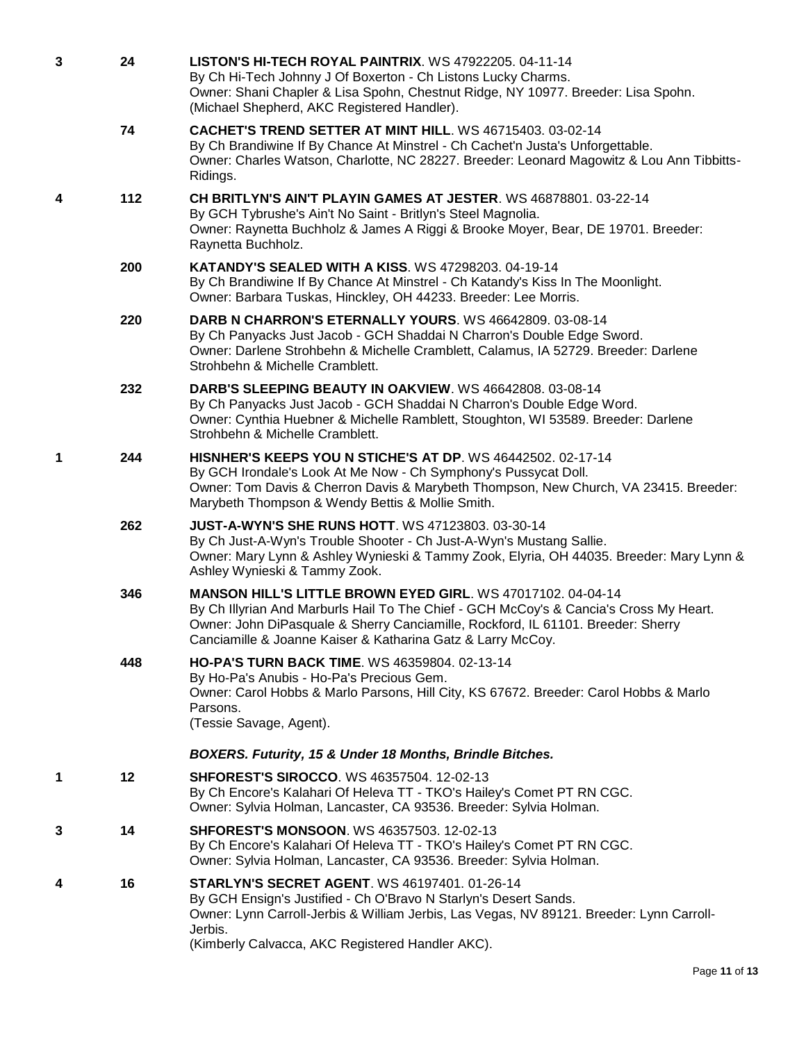**3** **24** **LISTON'S HI-TECH ROYAL PAINTRIX**. WS 47922205. 04-11-14
By Ch Hi-Tech Johnny J Of Boxerton - Ch Listons Lucky Charms.
Owner: Shani Chapler & Lisa Spohn, Chestnut Ridge, NY 10977. Breeder: Lisa Spohn.
(Michael Shepherd, AKC Registered Handler).

**74** **CACHET'S TREND SETTER AT MINT HILL**. WS 46715403. 03-02-14
By Ch Brandiwine If By Chance At Minstrel - Ch Cachet'n Justa's Unforgettable.
Owner: Charles Watson, Charlotte, NC 28227. Breeder: Leonard Magowitz & Lou Ann Tibbitts-Ridings.

**4** **112** **CH BRITLYN'S AIN'T PLAYIN GAMES AT JESTER**. WS 46878801. 03-22-14
By GCH Tybrushe's Ain't No Saint - Britlyn's Steel Magnolia.
Owner: Raynetta Buchholz & James A Riggi & Brooke Moyer, Bear, DE 19701. Breeder: Raynetta Buchholz.

**200** **KATANDY'S SEALED WITH A KISS**. WS 47298203. 04-19-14
By Ch Brandiwine If By Chance At Minstrel - Ch Katandy's Kiss In The Moonlight.
Owner: Barbara Tuskas, Hinckley, OH 44233. Breeder: Lee Morris.

**220** **DARB N CHARRON'S ETERNALLY YOURS**. WS 46642809. 03-08-14
By Ch Panyacks Just Jacob - GCH Shaddai N Charron's Double Edge Sword.
Owner: Darlene Strohbehn & Michelle Cramblett, Calamus, IA 52729. Breeder: Darlene Strohbehn & Michelle Cramblett.

**232** **DARB'S SLEEPING BEAUTY IN OAKVIEW**. WS 46642808. 03-08-14
By Ch Panyacks Just Jacob - GCH Shaddai N Charron's Double Edge Word.
Owner: Cynthia Huebner & Michelle Ramblett, Stoughton, WI 53589. Breeder: Darlene Strohbehn & Michelle Cramblett.

**1** **244** **HISNHER'S KEEPS YOU N STICHE'S AT DP**. WS 46442502. 02-17-14
By GCH Irondale's Look At Me Now - Ch Symphony's Pussycat Doll.
Owner: Tom Davis & Cherron Davis & Marybeth Thompson, New Church, VA 23415. Breeder: Marybeth Thompson & Wendy Bettis & Mollie Smith.

**262** **JUST-A-WYN'S SHE RUNS HOTT**. WS 47123803. 03-30-14
By Ch Just-A-Wyn's Trouble Shooter - Ch Just-A-Wyn's Mustang Sallie.
Owner: Mary Lynn & Ashley Wynieski & Tammy Zook, Elyria, OH 44035. Breeder: Mary Lynn & Ashley Wynieski & Tammy Zook.

**346** **MANSON HILL'S LITTLE BROWN EYED GIRL**. WS 47017102. 04-04-14
By Ch Illyrian And Marburls Hail To The Chief - GCH McCoy's & Cancia's Cross My Heart.
Owner: John DiPasquale & Sherry Canciamille, Rockford, IL 61101. Breeder: Sherry Canciamille & Joanne Kaiser & Katharina Gatz & Larry McCoy.

**448** **HO-PA'S TURN BACK TIME**. WS 46359804. 02-13-14
By Ho-Pa's Anubis - Ho-Pa's Precious Gem.
Owner: Carol Hobbs & Marlo Parsons, Hill City, KS 67672. Breeder: Carol Hobbs & Marlo Parsons.
(Tessie Savage, Agent).

***BOXERS. Futurity, 15 & Under 18 Months, Brindle Bitches.***

**1** **12** **SHFOREST'S SIROCCO**. WS 46357504. 12-02-13
By Ch Encore's Kalahari Of Heleva TT - TKO's Hailey's Comet PT RN CGC.
Owner: Sylvia Holman, Lancaster, CA 93536. Breeder: Sylvia Holman.

**3** **14** **SHFOREST'S MONSOON**. WS 46357503. 12-02-13
By Ch Encore's Kalahari Of Heleva TT - TKO's Hailey's Comet PT RN CGC.
Owner: Sylvia Holman, Lancaster, CA 93536. Breeder: Sylvia Holman.

**4** **16** **STARLYN'S SECRET AGENT**. WS 46197401. 01-26-14
By GCH Ensign's Justified - Ch O'Bravo N Starlyn's Desert Sands.
Owner: Lynn Carroll-Jerbis & William Jerbis, Las Vegas, NV 89121. Breeder: Lynn Carroll-Jerbis.
(Kimberly Calvacca, AKC Registered Handler AKC).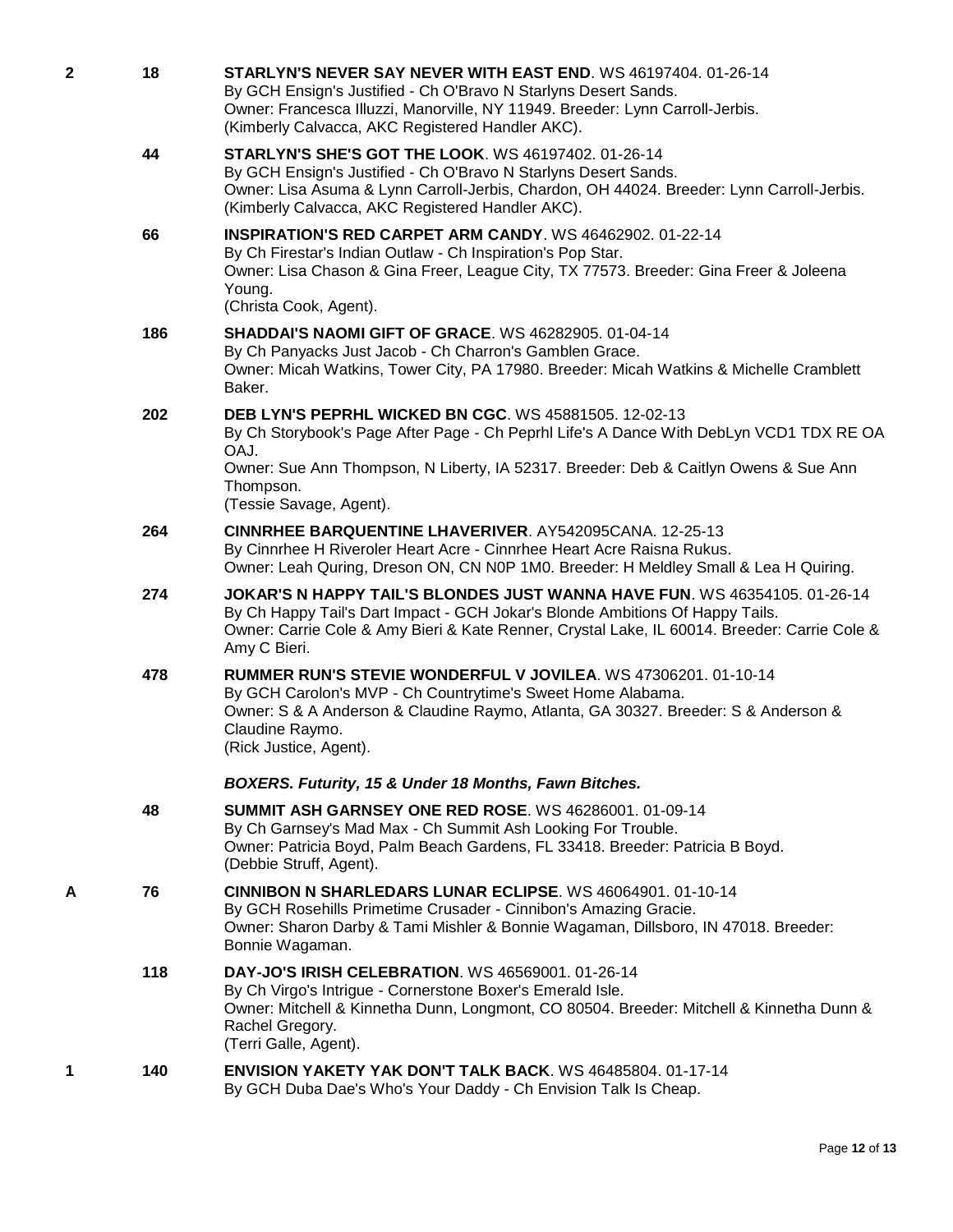**2** **18** **STARLYN'S NEVER SAY NEVER WITH EAST END**. WS 46197404. 01-26-14
By GCH Ensign's Justified - Ch O'Bravo N Starlyns Desert Sands.
Owner: Francesca Illuzzi, Manorville, NY 11949. Breeder: Lynn Carroll-Jerbis.
(Kimberly Calvacca, AKC Registered Handler AKC).

**44** **STARLYN'S SHE'S GOT THE LOOK**. WS 46197402. 01-26-14
By GCH Ensign's Justified - Ch O'Bravo N Starlyns Desert Sands.
Owner: Lisa Asuma & Lynn Carroll-Jerbis, Chardon, OH 44024. Breeder: Lynn Carroll-Jerbis.
(Kimberly Calvacca, AKC Registered Handler AKC).

**66** **INSPIRATION'S RED CARPET ARM CANDY**. WS 46462902. 01-22-14
By Ch Firestar's Indian Outlaw - Ch Inspiration's Pop Star.
Owner: Lisa Chason & Gina Freer, League City, TX 77573. Breeder: Gina Freer & Joleena Young.
(Christa Cook, Agent).

**186** **SHADDAI'S NAOMI GIFT OF GRACE**. WS 46282905. 01-04-14
By Ch Panyacks Just Jacob - Ch Charron's Gamblen Grace.
Owner: Micah Watkins, Tower City, PA 17980. Breeder: Micah Watkins & Michelle Cramblett Baker.

**202** **DEB LYN'S PEPRHL WICKED BN CGC**. WS 45881505. 12-02-13
By Ch Storybook's Page After Page - Ch Peprhl Life's A Dance With DebLyn VCD1 TDX RE OA OAJ.
Owner: Sue Ann Thompson, N Liberty, IA 52317. Breeder: Deb & Caitlyn Owens & Sue Ann Thompson.
(Tessie Savage, Agent).

**264** **CINNRHEE BARQUENTINE LHAVERIVER**. AY542095CANA. 12-25-13
By Cinnrhee H Riveroler Heart Acre - Cinnrhee Heart Acre Raisna Rukus.
Owner: Leah Quring, Dreson ON, CN N0P 1M0. Breeder: H Meldley Small & Lea H Quiring.

**274** **JOKAR'S N HAPPY TAIL'S BLONDES JUST WANNA HAVE FUN**. WS 46354105. 01-26-14
By Ch Happy Tail's Dart Impact - GCH Jokar's Blonde Ambitions Of Happy Tails.
Owner: Carrie Cole & Amy Bieri & Kate Renner, Crystal Lake, IL 60014. Breeder: Carrie Cole & Amy C Bieri.

**478** **RUMMER RUN'S STEVIE WONDERFUL V JOVILEA**. WS 47306201. 01-10-14
By GCH Carolon's MVP - Ch Countrytime's Sweet Home Alabama.
Owner: S & A Anderson & Claudine Raymo, Atlanta, GA 30327. Breeder: S & Anderson & Claudine Raymo.
(Rick Justice, Agent).

***BOXERS. Futurity, 15 & Under 18 Months, Fawn Bitches.***

**48** **SUMMIT ASH GARNSEY ONE RED ROSE**. WS 46286001. 01-09-14
By Ch Garnsey's Mad Max - Ch Summit Ash Looking For Trouble.
Owner: Patricia Boyd, Palm Beach Gardens, FL 33418. Breeder: Patricia B Boyd.
(Debbie Struff, Agent).

**A** **76** **CINNIBON N SHARLEDARS LUNAR ECLIPSE**. WS 46064901. 01-10-14
By GCH Rosehills Primetime Crusader - Cinnibon's Amazing Gracie.
Owner: Sharon Darby & Tami Mishler & Bonnie Wagaman, Dillsboro, IN 47018. Breeder: Bonnie Wagaman.

**118** **DAY-JO'S IRISH CELEBRATION**. WS 46569001. 01-26-14
By Ch Virgo's Intrigue - Cornerstone Boxer's Emerald Isle.
Owner: Mitchell & Kinnetha Dunn, Longmont, CO 80504. Breeder: Mitchell & Kinnetha Dunn & Rachel Gregory.
(Terri Galle, Agent).

**1** **140** **ENVISION YAKETY YAK DON'T TALK BACK**. WS 46485804. 01-17-14
By GCH Duba Dae's Who's Your Daddy - Ch Envision Talk Is Cheap.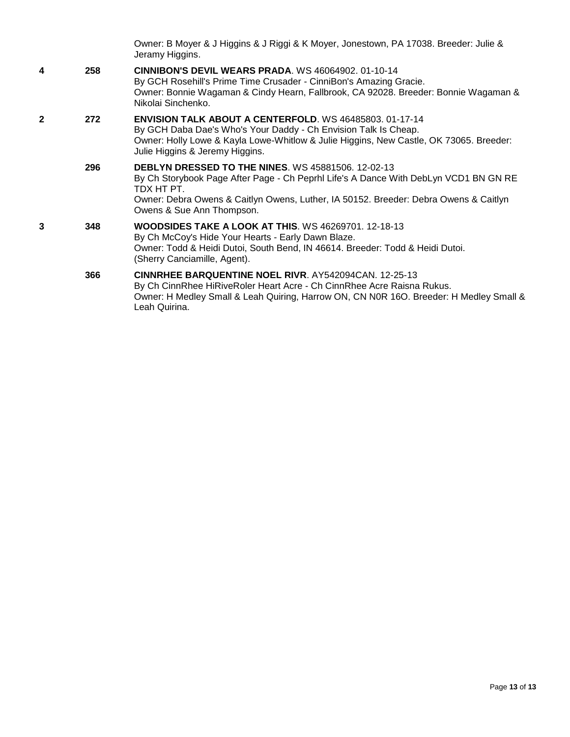Owner: B Moyer & J Higgins & J Riggi & K Moyer, Jonestown, PA 17038. Breeder: Julie & Jeramy Higgins.

**4** **258** **CINNIBON'S DEVIL WEARS PRADA**. WS 46064902. 01-10-14
By GCH Rosehill's Prime Time Crusader - CinniBon's Amazing Gracie.
Owner: Bonnie Wagaman & Cindy Hearn, Fallbrook, CA 92028. Breeder: Bonnie Wagaman & Nikolai Sinchenko.

**2** **272** **ENVISION TALK ABOUT A CENTERFOLD**. WS 46485803. 01-17-14
By GCH Daba Dae's Who's Your Daddy - Ch Envision Talk Is Cheap.
Owner: Holly Lowe & Kayla Lowe-Whitlow & Julie Higgins, New Castle, OK 73065. Breeder: Julie Higgins & Jeremy Higgins.

**296** **DEBLYN DRESSED TO THE NINES**. WS 45881506. 12-02-13
By Ch Storybook Page After Page - Ch Peprhl Life's A Dance With DebLyn VCD1 BN GN RE TDX HT PT.
Owner: Debra Owens & Caitlyn Owens, Luther, IA 50152. Breeder: Debra Owens & Caitlyn Owens & Sue Ann Thompson.

**3** **348** **WOODSIDES TAKE A LOOK AT THIS**. WS 46269701. 12-18-13
By Ch McCoy's Hide Your Hearts - Early Dawn Blaze.
Owner: Todd & Heidi Dutoi, South Bend, IN 46614. Breeder: Todd & Heidi Dutoi.
(Sherry Canciamille, Agent).

**366** **CINNRHEE BARQUENTINE NOEL RIVR**. AY542094CAN. 12-25-13
By Ch CinnRhee HiRiveRoler Heart Acre - Ch CinnRhee Acre Raisna Rukus.
Owner: H Medley Small & Leah Quiring, Harrow ON, CN N0R 16O. Breeder: H Medley Small & Leah Quirina.